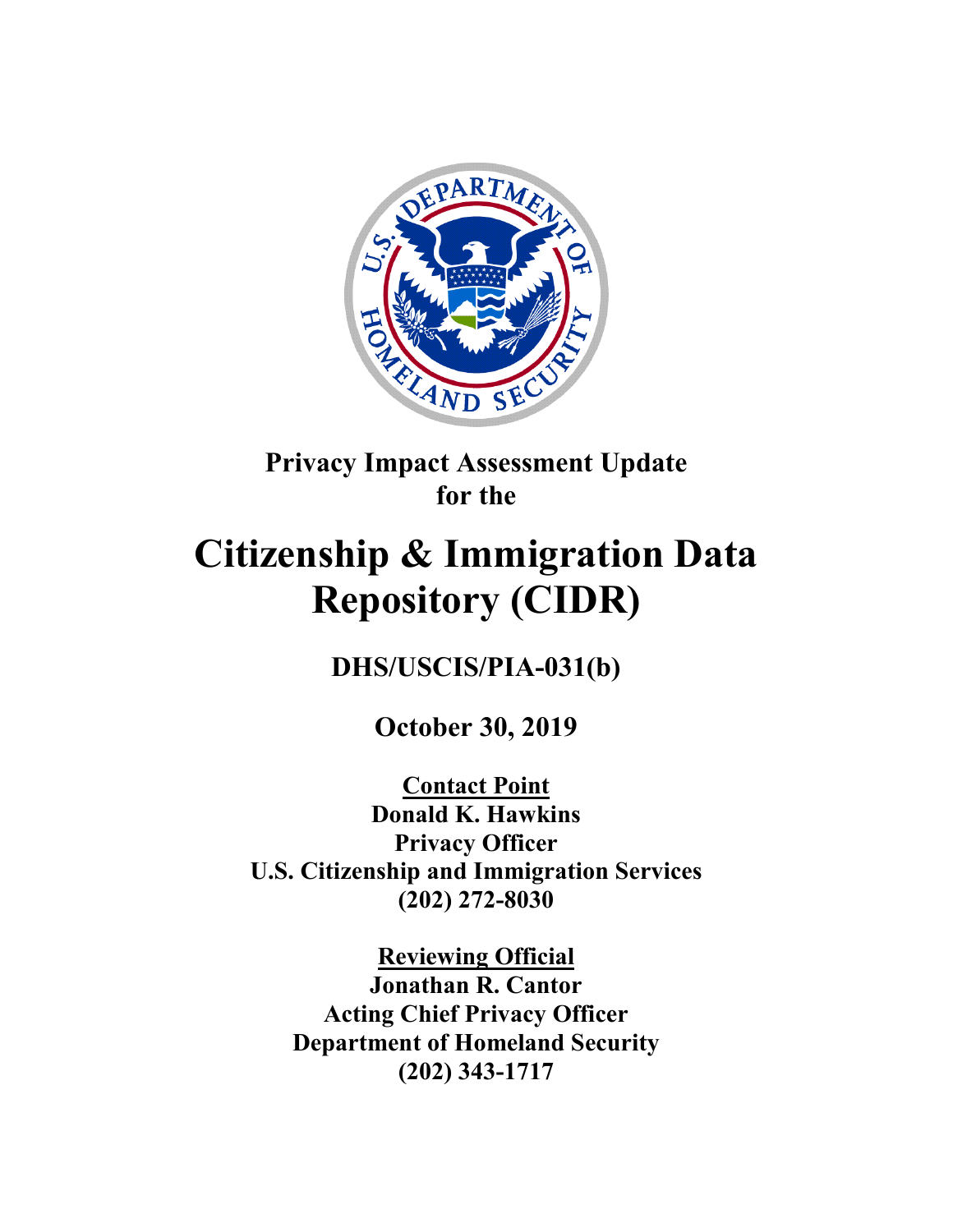**Privacy Impact Assessment Update for the**

# Citizenship & Immigration Data Repository (CIDR)

**DHS/USCIS/PIA-031(b)**

**October 30, 2019**

**Contact Point**
**Donald K. Hawkins**
**Privacy Officer**
**U.S. Citizenship and Immigration Services**
**(202) 272-8030**

**Reviewing Official**
**Jonathan R. Cantor**
**Acting Chief Privacy Officer**
**Department of Homeland Security**
**(202) 343-1717**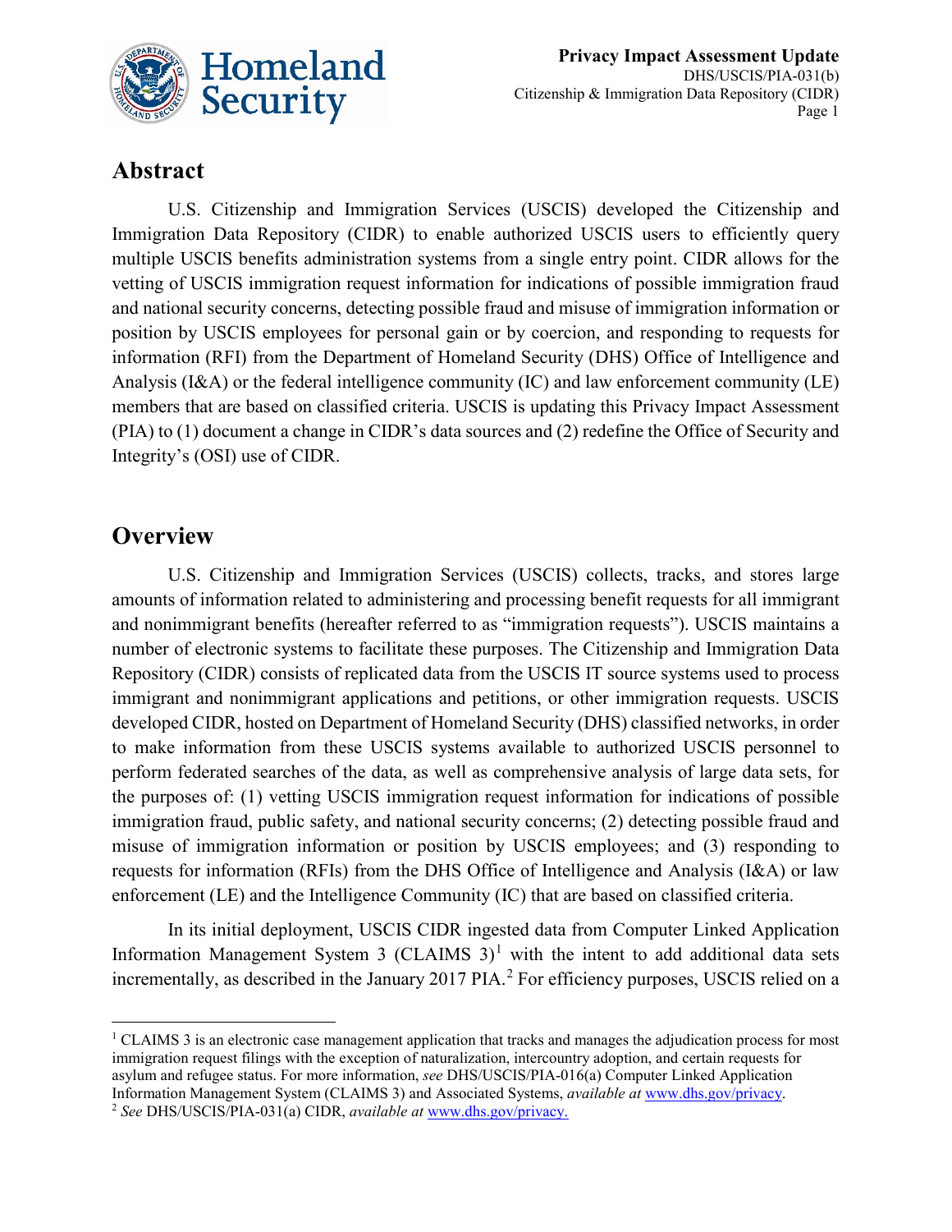## Abstract

U.S. Citizenship and Immigration Services (USCIS) developed the Citizenship and Immigration Data Repository (CIDR) to enable authorized USCIS users to efficiently query multiple USCIS benefits administration systems from a single entry point. CIDR allows for the vetting of USCIS immigration request information for indications of possible immigration fraud and national security concerns, detecting possible fraud and misuse of immigration information or position by USCIS employees for personal gain or by coercion, and responding to requests for information (RFI) from the Department of Homeland Security (DHS) Office of Intelligence and Analysis (I&A) or the federal intelligence community (IC) and law enforcement community (LE) members that are based on classified criteria. USCIS is updating this Privacy Impact Assessment (PIA) to (1) document a change in CIDR's data sources and (2) redefine the Office of Security and Integrity's (OSI) use of CIDR.

## Overview

U.S. Citizenship and Immigration Services (USCIS) collects, tracks, and stores large amounts of information related to administering and processing benefit requests for all immigrant and nonimmigrant benefits (hereafter referred to as "immigration requests"). USCIS maintains a number of electronic systems to facilitate these purposes. The Citizenship and Immigration Data Repository (CIDR) consists of replicated data from the USCIS IT source systems used to process immigrant and nonimmigrant applications and petitions, or other immigration requests. USCIS developed CIDR, hosted on Department of Homeland Security (DHS) classified networks, in order to make information from these USCIS systems available to authorized USCIS personnel to perform federated searches of the data, as well as comprehensive analysis of large data sets, for the purposes of: (1) vetting USCIS immigration request information for indications of possible immigration fraud, public safety, and national security concerns; (2) detecting possible fraud and misuse of immigration information or position by USCIS employees; and (3) responding to requests for information (RFIs) from the DHS Office of Intelligence and Analysis (I&A) or law enforcement (LE) and the Intelligence Community (IC) that are based on classified criteria.

In its initial deployment, USCIS CIDR ingested data from Computer Linked Application Information Management System 3 (CLAIMS 3)[1] with the intent to add additional data sets incrementally, as described in the January 2017 PIA.[2] For efficiency purposes, USCIS relied on a

---

[1] CLAIMS 3 is an electronic case management application that tracks and manages the adjudication process for most immigration request filings with the exception of naturalization, intercountry adoption, and certain requests for asylum and refugee status. For more information, *see* DHS/USCIS/PIA-016(a) Computer Linked Application Information Management System (CLAIMS 3) and Associated Systems, *available at* www.dhs.gov/privacy.

[2] *See* DHS/USCIS/PIA-031(a) CIDR, *available at* www.dhs.gov/privacy.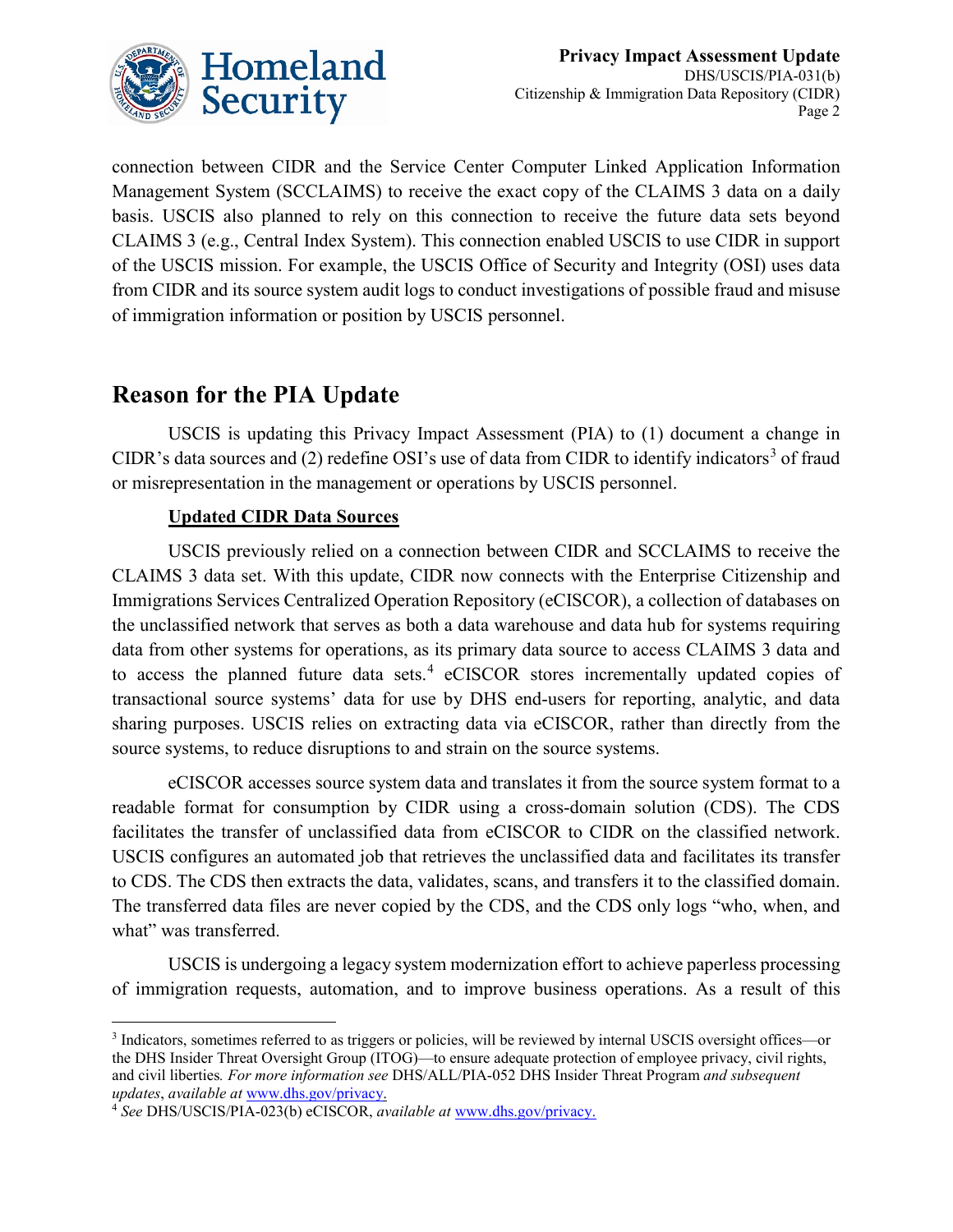connection between CIDR and the Service Center Computer Linked Application Information Management System (SCCLAIMS) to receive the exact copy of the CLAIMS 3 data on a daily basis. USCIS also planned to rely on this connection to receive the future data sets beyond CLAIMS 3 (e.g., Central Index System). This connection enabled USCIS to use CIDR in support of the USCIS mission. For example, the USCIS Office of Security and Integrity (OSI) uses data from CIDR and its source system audit logs to conduct investigations of possible fraud and misuse of immigration information or position by USCIS personnel.

## Reason for the PIA Update

USCIS is updating this Privacy Impact Assessment (PIA) to (1) document a change in CIDR's data sources and (2) redefine OSI's use of data from CIDR to identify indicators[3] of fraud or misrepresentation in the management or operations by USCIS personnel.

**Updated CIDR Data Sources**

USCIS previously relied on a connection between CIDR and SCCLAIMS to receive the CLAIMS 3 data set. With this update, CIDR now connects with the Enterprise Citizenship and Immigrations Services Centralized Operation Repository (eCISCOR), a collection of databases on the unclassified network that serves as both a data warehouse and data hub for systems requiring data from other systems for operations, as its primary data source to access CLAIMS 3 data and to access the planned future data sets.[4] eCISCOR stores incrementally updated copies of transactional source systems' data for use by DHS end-users for reporting, analytic, and data sharing purposes. USCIS relies on extracting data via eCISCOR, rather than directly from the source systems, to reduce disruptions to and strain on the source systems.

eCISCOR accesses source system data and translates it from the source system format to a readable format for consumption by CIDR using a cross-domain solution (CDS). The CDS facilitates the transfer of unclassified data from eCISCOR to CIDR on the classified network. USCIS configures an automated job that retrieves the unclassified data and facilitates its transfer to CDS. The CDS then extracts the data, validates, scans, and transfers it to the classified domain. The transferred data files are never copied by the CDS, and the CDS only logs "who, when, and what" was transferred.

USCIS is undergoing a legacy system modernization effort to achieve paperless processing of immigration requests, automation, and to improve business operations. As a result of this

---

[3] Indicators, sometimes referred to as triggers or policies, will be reviewed by internal USCIS oversight offices—or the DHS Insider Threat Oversight Group (ITOG)—to ensure adequate protection of employee privacy, civil rights, and civil liberties. *For more information see* DHS/ALL/PIA-052 DHS Insider Threat Program *and subsequent updates*, *available at* www.dhs.gov/privacy.

[4] *See* DHS/USCIS/PIA-023(b) eCISCOR, *available at* www.dhs.gov/privacy.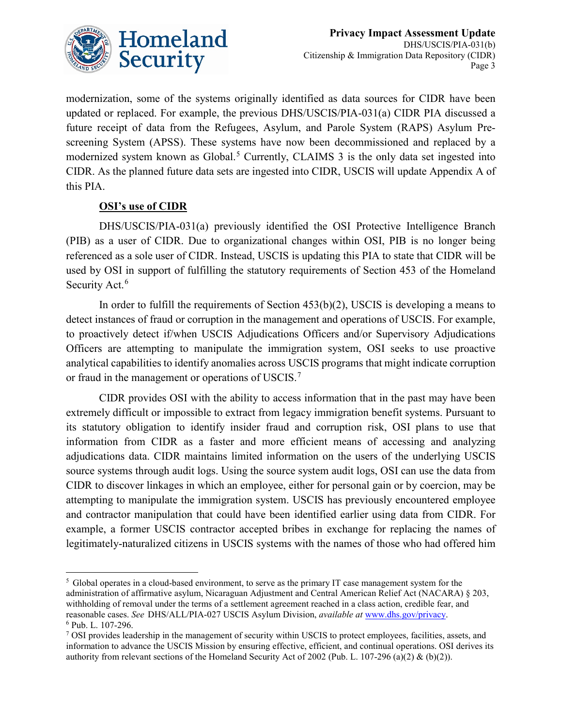modernization, some of the systems originally identified as data sources for CIDR have been updated or replaced. For example, the previous DHS/USCIS/PIA-031(a) CIDR PIA discussed a future receipt of data from the Refugees, Asylum, and Parole System (RAPS) Asylum Pre-screening System (APSS). These systems have now been decommissioned and replaced by a modernized system known as Global.[5] Currently, CLAIMS 3 is the only data set ingested into CIDR. As the planned future data sets are ingested into CIDR, USCIS will update Appendix A of this PIA.

**OSI's use of CIDR**

DHS/USCIS/PIA-031(a) previously identified the OSI Protective Intelligence Branch (PIB) as a user of CIDR. Due to organizational changes within OSI, PIB is no longer being referenced as a sole user of CIDR. Instead, USCIS is updating this PIA to state that CIDR will be used by OSI in support of fulfilling the statutory requirements of Section 453 of the Homeland Security Act.[6]

In order to fulfill the requirements of Section 453(b)(2), USCIS is developing a means to detect instances of fraud or corruption in the management and operations of USCIS. For example, to proactively detect if/when USCIS Adjudications Officers and/or Supervisory Adjudications Officers are attempting to manipulate the immigration system, OSI seeks to use proactive analytical capabilities to identify anomalies across USCIS programs that might indicate corruption or fraud in the management or operations of USCIS.[7]

CIDR provides OSI with the ability to access information that in the past may have been extremely difficult or impossible to extract from legacy immigration benefit systems. Pursuant to its statutory obligation to identify insider fraud and corruption risk, OSI plans to use that information from CIDR as a faster and more efficient means of accessing and analyzing adjudications data. CIDR maintains limited information on the users of the underlying USCIS source systems through audit logs. Using the source system audit logs, OSI can use the data from CIDR to discover linkages in which an employee, either for personal gain or by coercion, may be attempting to manipulate the immigration system. USCIS has previously encountered employee and contractor manipulation that could have been identified earlier using data from CIDR. For example, a former USCIS contractor accepted bribes in exchange for replacing the names of legitimately-naturalized citizens in USCIS systems with the names of those who had offered him

---

[5] Global operates in a cloud-based environment, to serve as the primary IT case management system for the administration of affirmative asylum, Nicaraguan Adjustment and Central American Relief Act (NACARA) § 203, withholding of removal under the terms of a settlement agreement reached in a class action, credible fear, and reasonable cases. *See* DHS/ALL/PIA-027 USCIS Asylum Division, *available at* www.dhs.gov/privacy.

[6] Pub. L. 107-296.

[7] OSI provides leadership in the management of security within USCIS to protect employees, facilities, assets, and information to advance the USCIS Mission by ensuring effective, efficient, and continual operations. OSI derives its authority from relevant sections of the Homeland Security Act of 2002 (Pub. L. 107-296 (a)(2) & (b)(2)).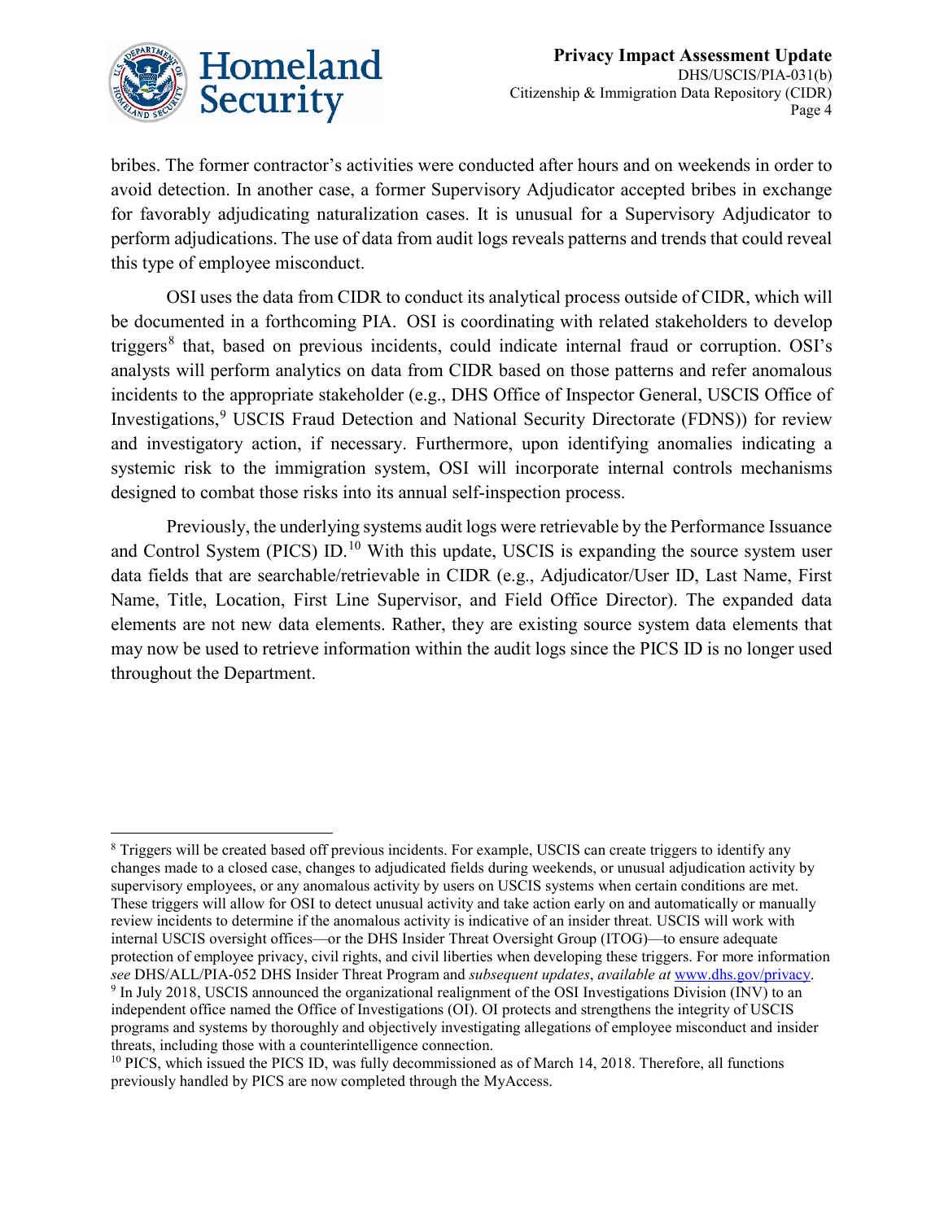bribes. The former contractor's activities were conducted after hours and on weekends in order to avoid detection. In another case, a former Supervisory Adjudicator accepted bribes in exchange for favorably adjudicating naturalization cases. It is unusual for a Supervisory Adjudicator to perform adjudications. The use of data from audit logs reveals patterns and trends that could reveal this type of employee misconduct.

OSI uses the data from CIDR to conduct its analytical process outside of CIDR, which will be documented in a forthcoming PIA. OSI is coordinating with related stakeholders to develop triggers[8] that, based on previous incidents, could indicate internal fraud or corruption. OSI's analysts will perform analytics on data from CIDR based on those patterns and refer anomalous incidents to the appropriate stakeholder (e.g., DHS Office of Inspector General, USCIS Office of Investigations,[9] USCIS Fraud Detection and National Security Directorate (FDNS)) for review and investigatory action, if necessary. Furthermore, upon identifying anomalies indicating a systemic risk to the immigration system, OSI will incorporate internal controls mechanisms designed to combat those risks into its annual self-inspection process.

Previously, the underlying systems audit logs were retrievable by the Performance Issuance and Control System (PICS) ID.[10] With this update, USCIS is expanding the source system user data fields that are searchable/retrievable in CIDR (e.g., Adjudicator/User ID, Last Name, First Name, Title, Location, First Line Supervisor, and Field Office Director). The expanded data elements are not new data elements. Rather, they are existing source system data elements that may now be used to retrieve information within the audit logs since the PICS ID is no longer used throughout the Department.

---

[8] Triggers will be created based off previous incidents. For example, USCIS can create triggers to identify any changes made to a closed case, changes to adjudicated fields during weekends, or unusual adjudication activity by supervisory employees, or any anomalous activity by users on USCIS systems when certain conditions are met. These triggers will allow for OSI to detect unusual activity and take action early on and automatically or manually review incidents to determine if the anomalous activity is indicative of an insider threat. USCIS will work with internal USCIS oversight offices—or the DHS Insider Threat Oversight Group (ITOG)—to ensure adequate protection of employee privacy, civil rights, and civil liberties when developing these triggers. For more information *see* DHS/ALL/PIA-052 DHS Insider Threat Program and *subsequent updates*, *available at* www.dhs.gov/privacy.

[9] In July 2018, USCIS announced the organizational realignment of the OSI Investigations Division (INV) to an independent office named the Office of Investigations (OI). OI protects and strengthens the integrity of USCIS programs and systems by thoroughly and objectively investigating allegations of employee misconduct and insider threats, including those with a counterintelligence connection.

[10] PICS, which issued the PICS ID, was fully decommissioned as of March 14, 2018. Therefore, all functions previously handled by PICS are now completed through the MyAccess.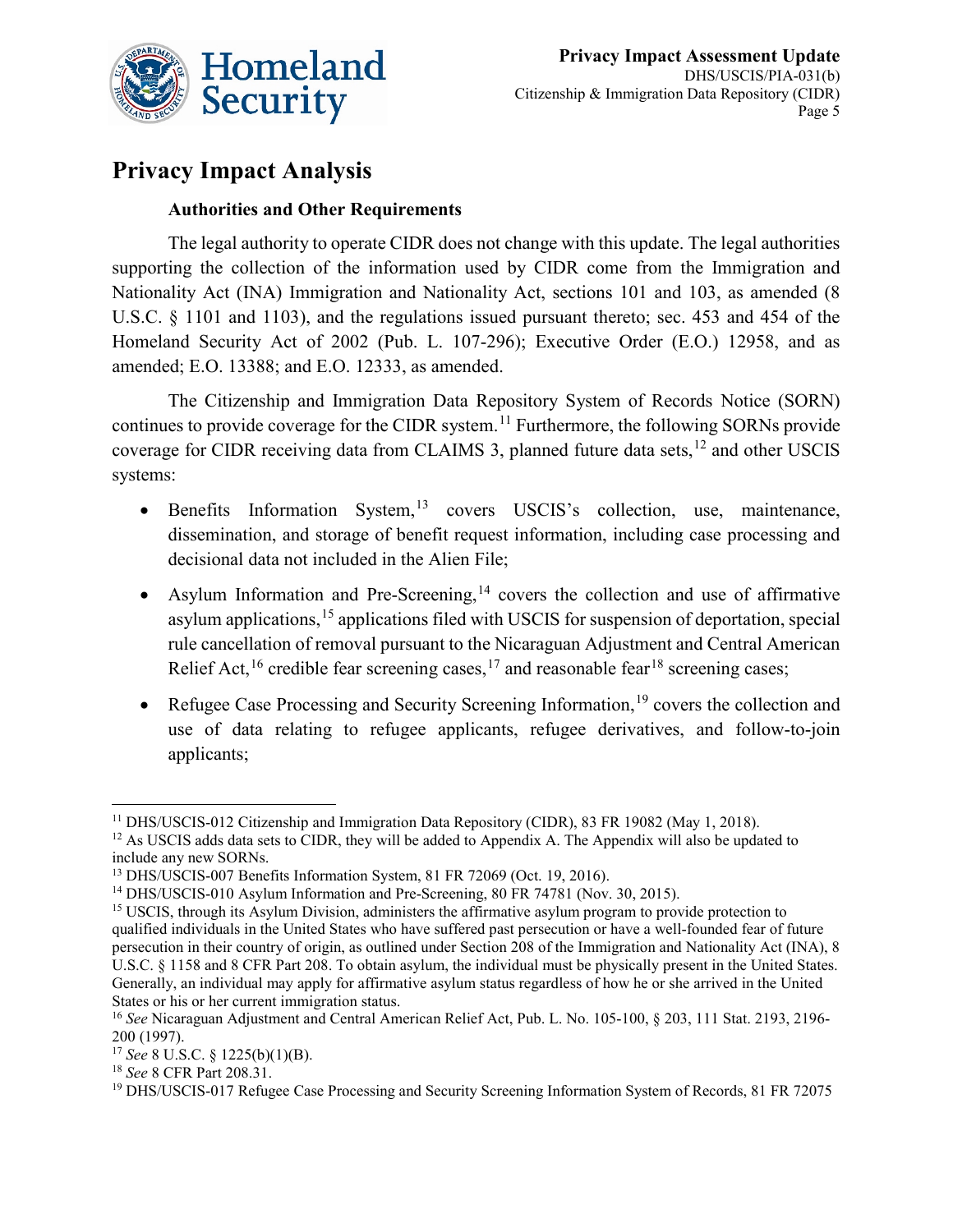## Privacy Impact Analysis

### Authorities and Other Requirements

The legal authority to operate CIDR does not change with this update. The legal authorities supporting the collection of the information used by CIDR come from the Immigration and Nationality Act (INA) Immigration and Nationality Act, sections 101 and 103, as amended (8 U.S.C. § 1101 and 1103), and the regulations issued pursuant thereto; sec. 453 and 454 of the Homeland Security Act of 2002 (Pub. L. 107-296); Executive Order (E.O.) 12958, and as amended; E.O. 13388; and E.O. 12333, as amended.

The Citizenship and Immigration Data Repository System of Records Notice (SORN) continues to provide coverage for the CIDR system.[11] Furthermore, the following SORNs provide coverage for CIDR receiving data from CLAIMS 3, planned future data sets,[12] and other USCIS systems:

- Benefits Information System,[13] covers USCIS's collection, use, maintenance, dissemination, and storage of benefit request information, including case processing and decisional data not included in the Alien File;
- Asylum Information and Pre-Screening,[14] covers the collection and use of affirmative asylum applications,[15] applications filed with USCIS for suspension of deportation, special rule cancellation of removal pursuant to the Nicaraguan Adjustment and Central American Relief Act,[16] credible fear screening cases,[17] and reasonable fear[18] screening cases;
- Refugee Case Processing and Security Screening Information,[19] covers the collection and use of data relating to refugee applicants, refugee derivatives, and follow-to-join applicants;

---

[11] DHS/USCIS-012 Citizenship and Immigration Data Repository (CIDR), 83 FR 19082 (May 1, 2018).

[12] As USCIS adds data sets to CIDR, they will be added to Appendix A. The Appendix will also be updated to include any new SORNs.

[13] DHS/USCIS-007 Benefits Information System, 81 FR 72069 (Oct. 19, 2016).

[14] DHS/USCIS-010 Asylum Information and Pre-Screening, 80 FR 74781 (Nov. 30, 2015).

[15] USCIS, through its Asylum Division, administers the affirmative asylum program to provide protection to qualified individuals in the United States who have suffered past persecution or have a well-founded fear of future persecution in their country of origin, as outlined under Section 208 of the Immigration and Nationality Act (INA), 8 U.S.C. § 1158 and 8 CFR Part 208. To obtain asylum, the individual must be physically present in the United States. Generally, an individual may apply for affirmative asylum status regardless of how he or she arrived in the United States or his or her current immigration status.

[16] *See* Nicaraguan Adjustment and Central American Relief Act, Pub. L. No. 105-100, § 203, 111 Stat. 2193, 2196-200 (1997).

[17] *See* 8 U.S.C. § 1225(b)(1)(B).

[18] *See* 8 CFR Part 208.31.

[19] DHS/USCIS-017 Refugee Case Processing and Security Screening Information System of Records, 81 FR 72075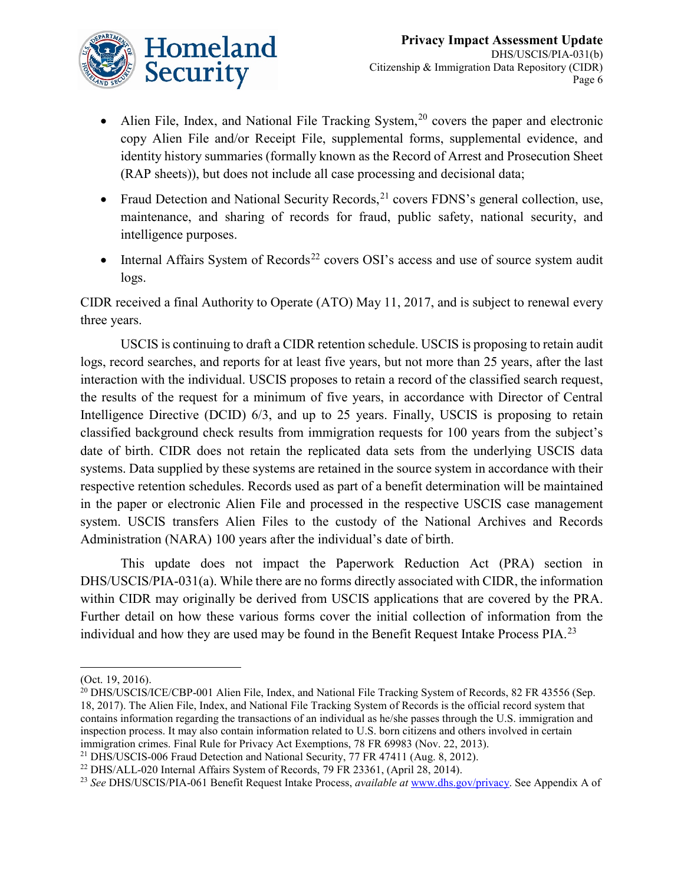- Alien File, Index, and National File Tracking System,[20] covers the paper and electronic copy Alien File and/or Receipt File, supplemental forms, supplemental evidence, and identity history summaries (formally known as the Record of Arrest and Prosecution Sheet (RAP sheets)), but does not include all case processing and decisional data;
- Fraud Detection and National Security Records,[21] covers FDNS's general collection, use, maintenance, and sharing of records for fraud, public safety, national security, and intelligence purposes.
- Internal Affairs System of Records[22] covers OSI's access and use of source system audit logs.

CIDR received a final Authority to Operate (ATO) May 11, 2017, and is subject to renewal every three years.

USCIS is continuing to draft a CIDR retention schedule. USCIS is proposing to retain audit logs, record searches, and reports for at least five years, but not more than 25 years, after the last interaction with the individual. USCIS proposes to retain a record of the classified search request, the results of the request for a minimum of five years, in accordance with Director of Central Intelligence Directive (DCID) 6/3, and up to 25 years. Finally, USCIS is proposing to retain classified background check results from immigration requests for 100 years from the subject's date of birth. CIDR does not retain the replicated data sets from the underlying USCIS data systems. Data supplied by these systems are retained in the source system in accordance with their respective retention schedules. Records used as part of a benefit determination will be maintained in the paper or electronic Alien File and processed in the respective USCIS case management system. USCIS transfers Alien Files to the custody of the National Archives and Records Administration (NARA) 100 years after the individual's date of birth.

This update does not impact the Paperwork Reduction Act (PRA) section in DHS/USCIS/PIA-031(a). While there are no forms directly associated with CIDR, the information within CIDR may originally be derived from USCIS applications that are covered by the PRA. Further detail on how these various forms cover the initial collection of information from the individual and how they are used may be found in the Benefit Request Intake Process PIA.[23]

---

(Oct. 19, 2016).

[20] DHS/USCIS/ICE/CBP-001 Alien File, Index, and National File Tracking System of Records, 82 FR 43556 (Sep. 18, 2017). The Alien File, Index, and National File Tracking System of Records is the official record system that contains information regarding the transactions of an individual as he/she passes through the U.S. immigration and inspection process. It may also contain information related to U.S. born citizens and others involved in certain immigration crimes. Final Rule for Privacy Act Exemptions, 78 FR 69983 (Nov. 22, 2013).

[21] DHS/USCIS-006 Fraud Detection and National Security, 77 FR 47411 (Aug. 8, 2012).

[22] DHS/ALL-020 Internal Affairs System of Records, 79 FR 23361, (April 28, 2014).

[23] *See* DHS/USCIS/PIA-061 Benefit Request Intake Process, *available at* www.dhs.gov/privacy. See Appendix A of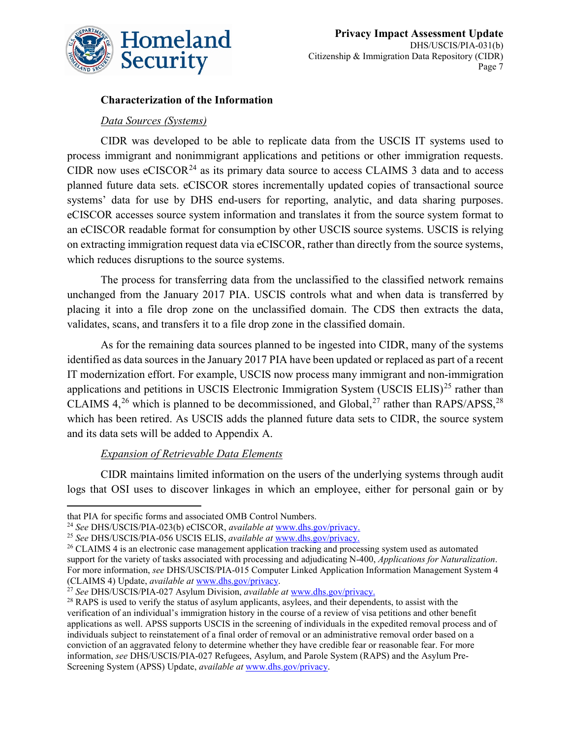### Characterization of the Information

*Data Sources (Systems)*

CIDR was developed to be able to replicate data from the USCIS IT systems used to process immigrant and nonimmigrant applications and petitions or other immigration requests. CIDR now uses eCISCOR[24] as its primary data source to access CLAIMS 3 data and to access planned future data sets. eCISCOR stores incrementally updated copies of transactional source systems' data for use by DHS end-users for reporting, analytic, and data sharing purposes. eCISCOR accesses source system information and translates it from the source system format to an eCISCOR readable format for consumption by other USCIS source systems. USCIS is relying on extracting immigration request data via eCISCOR, rather than directly from the source systems, which reduces disruptions to the source systems.

The process for transferring data from the unclassified to the classified network remains unchanged from the January 2017 PIA. USCIS controls what and when data is transferred by placing it into a file drop zone on the unclassified domain. The CDS then extracts the data, validates, scans, and transfers it to a file drop zone in the classified domain.

As for the remaining data sources planned to be ingested into CIDR, many of the systems identified as data sources in the January 2017 PIA have been updated or replaced as part of a recent IT modernization effort. For example, USCIS now process many immigrant and non-immigration applications and petitions in USCIS Electronic Immigration System (USCIS ELIS)[25] rather than CLAIMS 4,[26] which is planned to be decommissioned, and Global,[27] rather than RAPS/APSS,[28] which has been retired. As USCIS adds the planned future data sets to CIDR, the source system and its data sets will be added to Appendix A.

*Expansion of Retrievable Data Elements*

CIDR maintains limited information on the users of the underlying systems through audit logs that OSI uses to discover linkages in which an employee, either for personal gain or by

---

that PIA for specific forms and associated OMB Control Numbers.

[24] *See* DHS/USCIS/PIA-023(b) eCISCOR, *available at* www.dhs.gov/privacy.

[25] *See* DHS/USCIS/PIA-056 USCIS ELIS, *available at* www.dhs.gov/privacy.

[26] CLAIMS 4 is an electronic case management application tracking and processing system used as automated support for the variety of tasks associated with processing and adjudicating N-400, *Applications for Naturalization*. For more information, *see* DHS/USCIS/PIA-015 Computer Linked Application Information Management System 4 (CLAIMS 4) Update, *available at* www.dhs.gov/privacy.

[27] *See* DHS/USCIS/PIA-027 Asylum Division, *available at* www.dhs.gov/privacy.

[28] RAPS is used to verify the status of asylum applicants, asylees, and their dependents, to assist with the verification of an individual's immigration history in the course of a review of visa petitions and other benefit applications as well. APSS supports USCIS in the screening of individuals in the expedited removal process and of individuals subject to reinstatement of a final order of removal or an administrative removal order based on a conviction of an aggravated felony to determine whether they have credible fear or reasonable fear. For more information, *see* DHS/USCIS/PIA-027 Refugees, Asylum, and Parole System (RAPS) and the Asylum Pre-Screening System (APSS) Update, *available at* www.dhs.gov/privacy.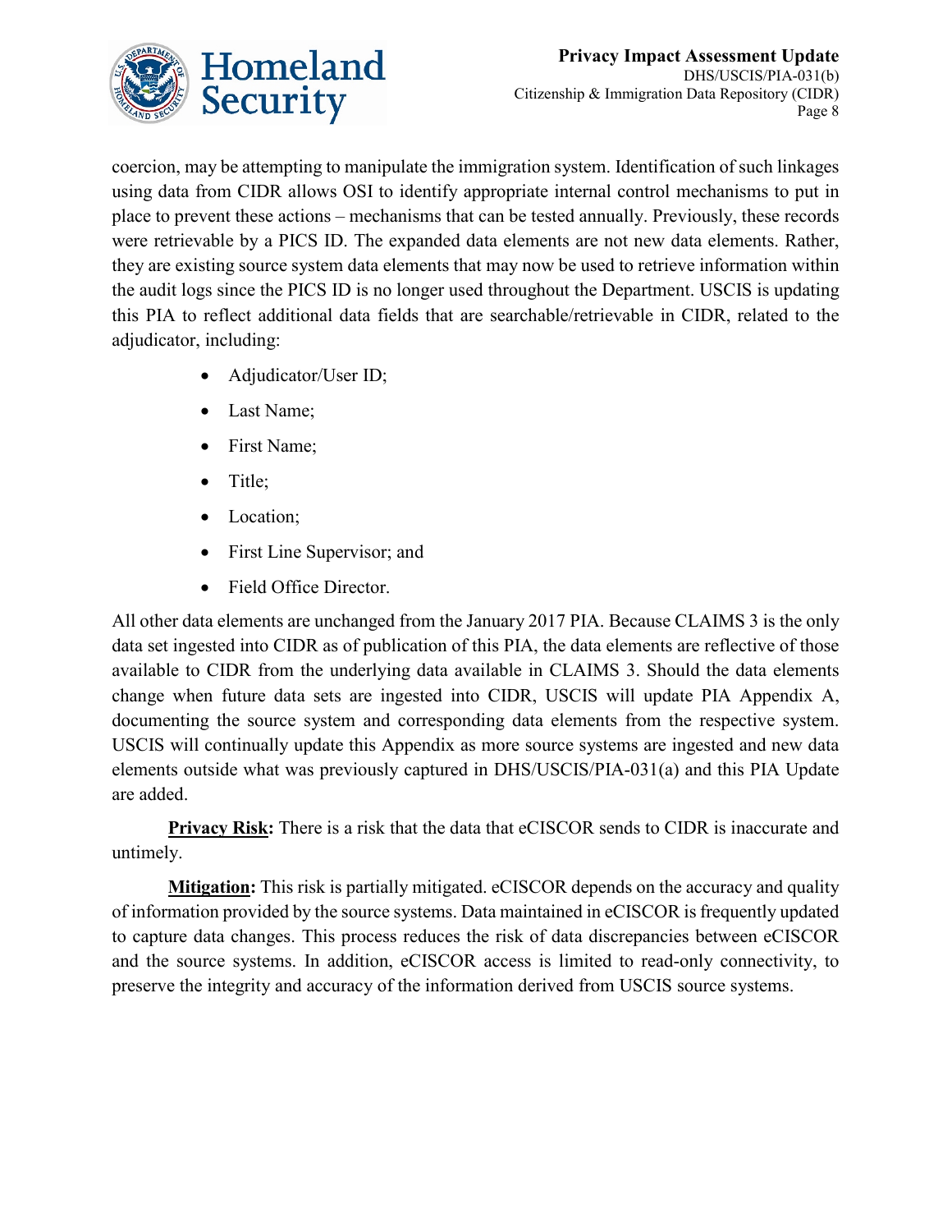coercion, may be attempting to manipulate the immigration system. Identification of such linkages using data from CIDR allows OSI to identify appropriate internal control mechanisms to put in place to prevent these actions – mechanisms that can be tested annually. Previously, these records were retrievable by a PICS ID. The expanded data elements are not new data elements. Rather, they are existing source system data elements that may now be used to retrieve information within the audit logs since the PICS ID is no longer used throughout the Department. USCIS is updating this PIA to reflect additional data fields that are searchable/retrievable in CIDR, related to the adjudicator, including:

- Adjudicator/User ID;
- Last Name;
- First Name;
- Title;
- Location;
- First Line Supervisor; and
- Field Office Director.

All other data elements are unchanged from the January 2017 PIA. Because CLAIMS 3 is the only data set ingested into CIDR as of publication of this PIA, the data elements are reflective of those available to CIDR from the underlying data available in CLAIMS 3. Should the data elements change when future data sets are ingested into CIDR, USCIS will update PIA Appendix A, documenting the source system and corresponding data elements from the respective system. USCIS will continually update this Appendix as more source systems are ingested and new data elements outside what was previously captured in DHS/USCIS/PIA-031(a) and this PIA Update are added.

**Privacy Risk:** There is a risk that the data that eCISCOR sends to CIDR is inaccurate and untimely.

**Mitigation:** This risk is partially mitigated. eCISCOR depends on the accuracy and quality of information provided by the source systems. Data maintained in eCISCOR is frequently updated to capture data changes. This process reduces the risk of data discrepancies between eCISCOR and the source systems. In addition, eCISCOR access is limited to read-only connectivity, to preserve the integrity and accuracy of the information derived from USCIS source systems.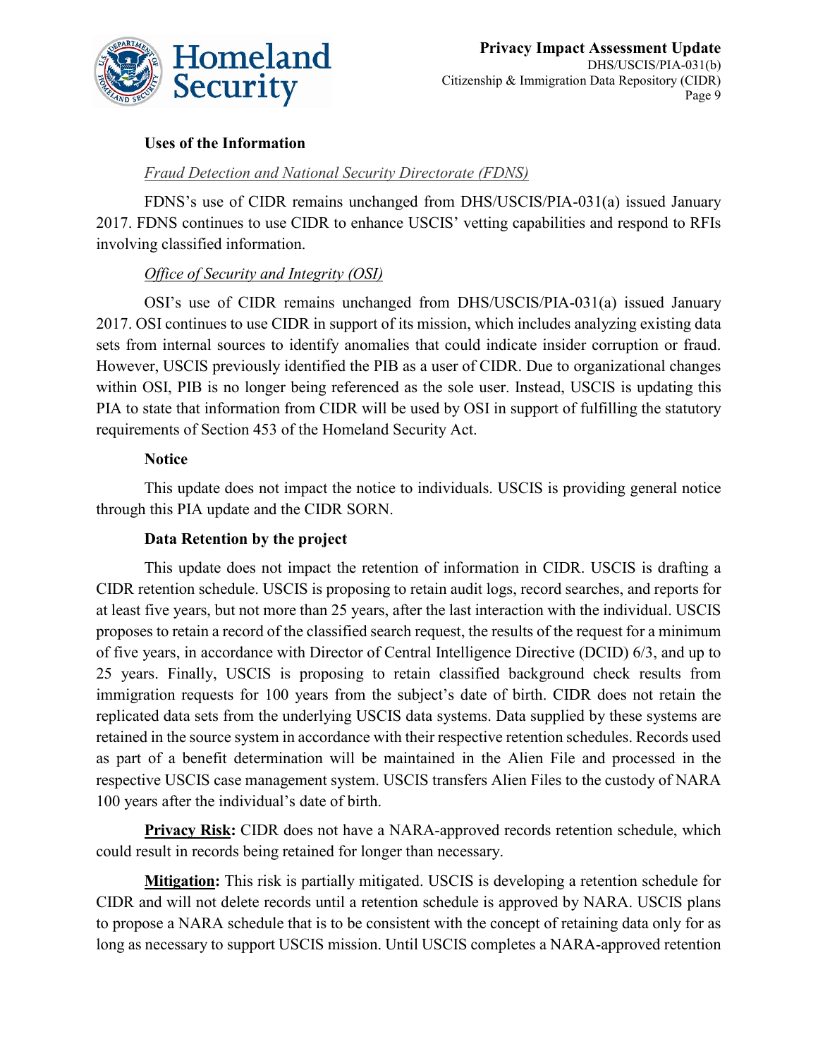**Uses of the Information**

*Fraud Detection and National Security Directorate (FDNS)*

FDNS's use of CIDR remains unchanged from DHS/USCIS/PIA-031(a) issued January 2017. FDNS continues to use CIDR to enhance USCIS' vetting capabilities and respond to RFIs involving classified information.

*Office of Security and Integrity (OSI)*

OSI's use of CIDR remains unchanged from DHS/USCIS/PIA-031(a) issued January 2017. OSI continues to use CIDR in support of its mission, which includes analyzing existing data sets from internal sources to identify anomalies that could indicate insider corruption or fraud. However, USCIS previously identified the PIB as a user of CIDR. Due to organizational changes within OSI, PIB is no longer being referenced as the sole user. Instead, USCIS is updating this PIA to state that information from CIDR will be used by OSI in support of fulfilling the statutory requirements of Section 453 of the Homeland Security Act.

**Notice**

This update does not impact the notice to individuals. USCIS is providing general notice through this PIA update and the CIDR SORN.

**Data Retention by the project**

This update does not impact the retention of information in CIDR. USCIS is drafting a CIDR retention schedule. USCIS is proposing to retain audit logs, record searches, and reports for at least five years, but not more than 25 years, after the last interaction with the individual. USCIS proposes to retain a record of the classified search request, the results of the request for a minimum of five years, in accordance with Director of Central Intelligence Directive (DCID) 6/3, and up to 25 years. Finally, USCIS is proposing to retain classified background check results from immigration requests for 100 years from the subject's date of birth. CIDR does not retain the replicated data sets from the underlying USCIS data systems. Data supplied by these systems are retained in the source system in accordance with their respective retention schedules. Records used as part of a benefit determination will be maintained in the Alien File and processed in the respective USCIS case management system. USCIS transfers Alien Files to the custody of NARA 100 years after the individual's date of birth.

**Privacy Risk:** CIDR does not have a NARA-approved records retention schedule, which could result in records being retained for longer than necessary.

**Mitigation:** This risk is partially mitigated. USCIS is developing a retention schedule for CIDR and will not delete records until a retention schedule is approved by NARA. USCIS plans to propose a NARA schedule that is to be consistent with the concept of retaining data only for as long as necessary to support USCIS mission. Until USCIS completes a NARA-approved retention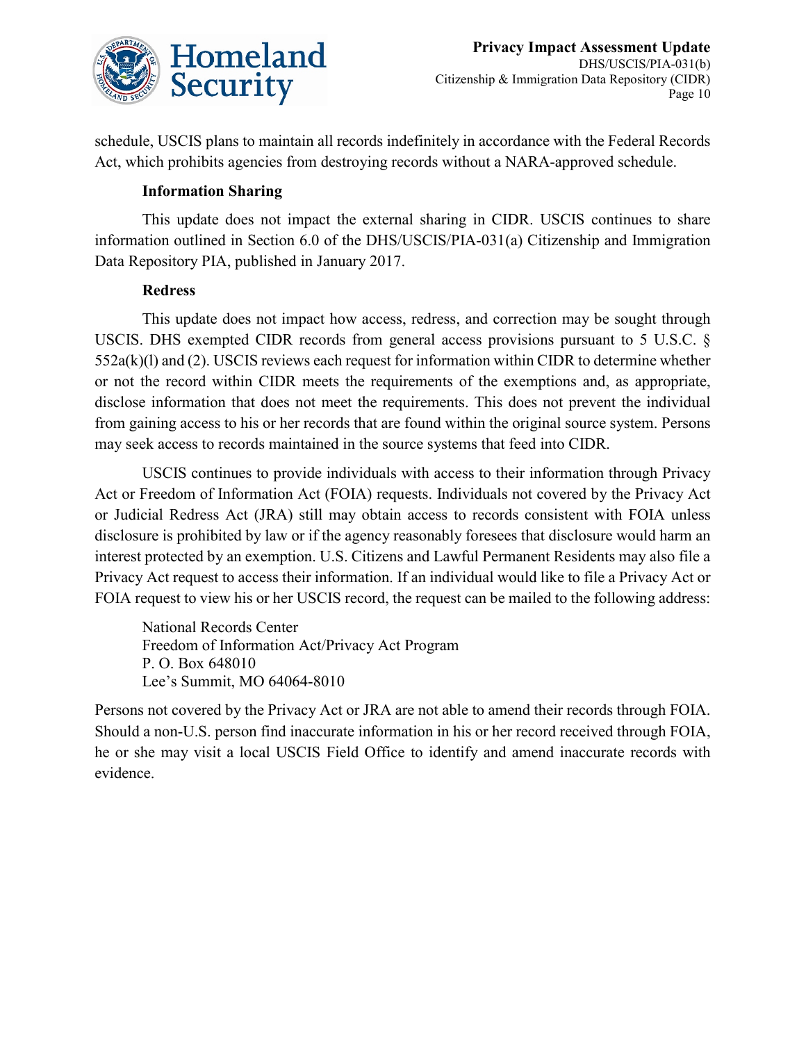schedule, USCIS plans to maintain all records indefinitely in accordance with the Federal Records Act, which prohibits agencies from destroying records without a NARA-approved schedule.

**Information Sharing**

This update does not impact the external sharing in CIDR. USCIS continues to share information outlined in Section 6.0 of the DHS/USCIS/PIA-031(a) Citizenship and Immigration Data Repository PIA, published in January 2017.

**Redress**

This update does not impact how access, redress, and correction may be sought through USCIS. DHS exempted CIDR records from general access provisions pursuant to 5 U.S.C. § 552a(k)(l) and (2). USCIS reviews each request for information within CIDR to determine whether or not the record within CIDR meets the requirements of the exemptions and, as appropriate, disclose information that does not meet the requirements. This does not prevent the individual from gaining access to his or her records that are found within the original source system. Persons may seek access to records maintained in the source systems that feed into CIDR.

USCIS continues to provide individuals with access to their information through Privacy Act or Freedom of Information Act (FOIA) requests. Individuals not covered by the Privacy Act or Judicial Redress Act (JRA) still may obtain access to records consistent with FOIA unless disclosure is prohibited by law or if the agency reasonably foresees that disclosure would harm an interest protected by an exemption. U.S. Citizens and Lawful Permanent Residents may also file a Privacy Act request to access their information. If an individual would like to file a Privacy Act or FOIA request to view his or her USCIS record, the request can be mailed to the following address:

National Records Center
Freedom of Information Act/Privacy Act Program
P. O. Box 648010
Lee's Summit, MO 64064-8010

Persons not covered by the Privacy Act or JRA are not able to amend their records through FOIA. Should a non-U.S. person find inaccurate information in his or her record received through FOIA, he or she may visit a local USCIS Field Office to identify and amend inaccurate records with evidence.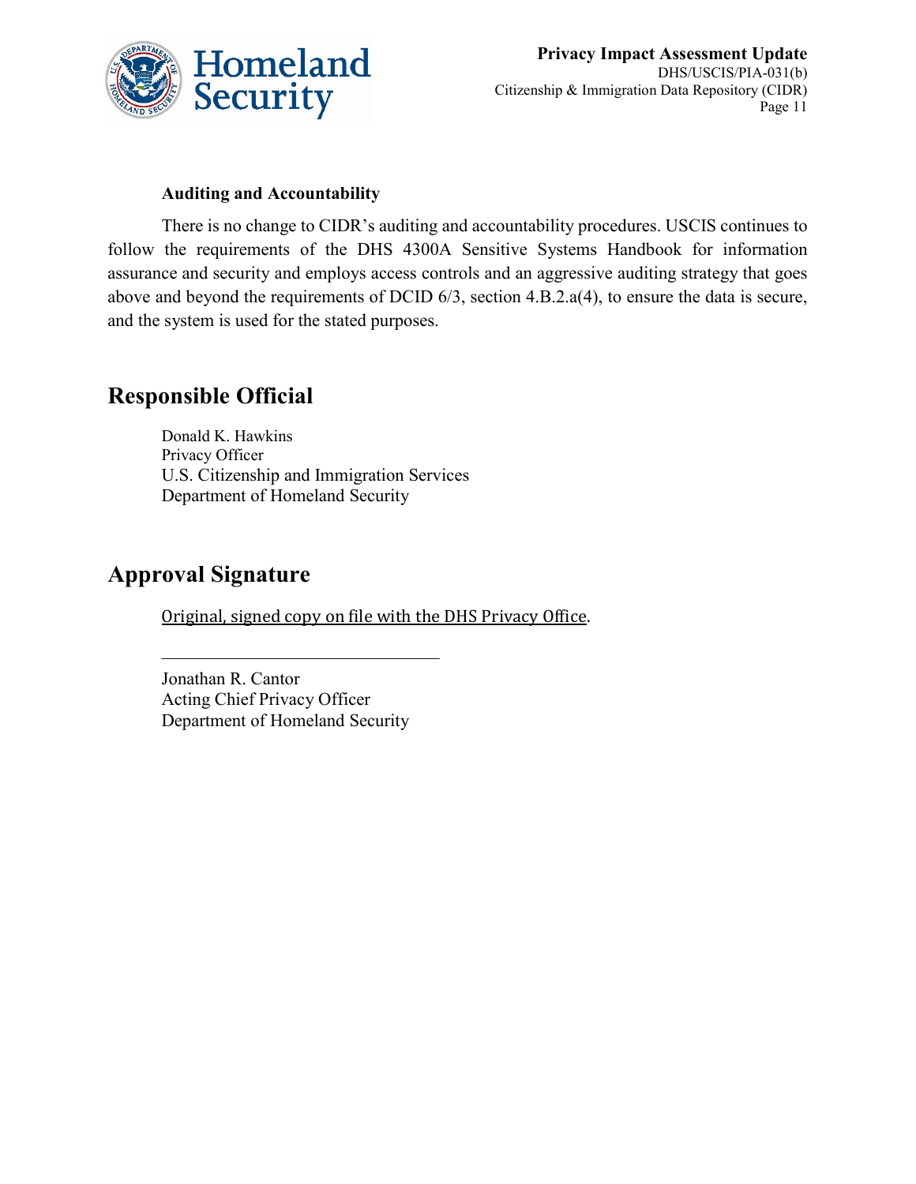### Auditing and Accountability

There is no change to CIDR's auditing and accountability procedures. USCIS continues to follow the requirements of the DHS 4300A Sensitive Systems Handbook for information assurance and security and employs access controls and an aggressive auditing strategy that goes above and beyond the requirements of DCID 6/3, section 4.B.2.a(4), to ensure the data is secure, and the system is used for the stated purposes.

## Responsible Official

Donald K. Hawkins
Privacy Officer
U.S. Citizenship and Immigration Services
Department of Homeland Security

## Approval Signature

Original, signed copy on file with the DHS Privacy Office.

________________________________

Jonathan R. Cantor
Acting Chief Privacy Officer
Department of Homeland Security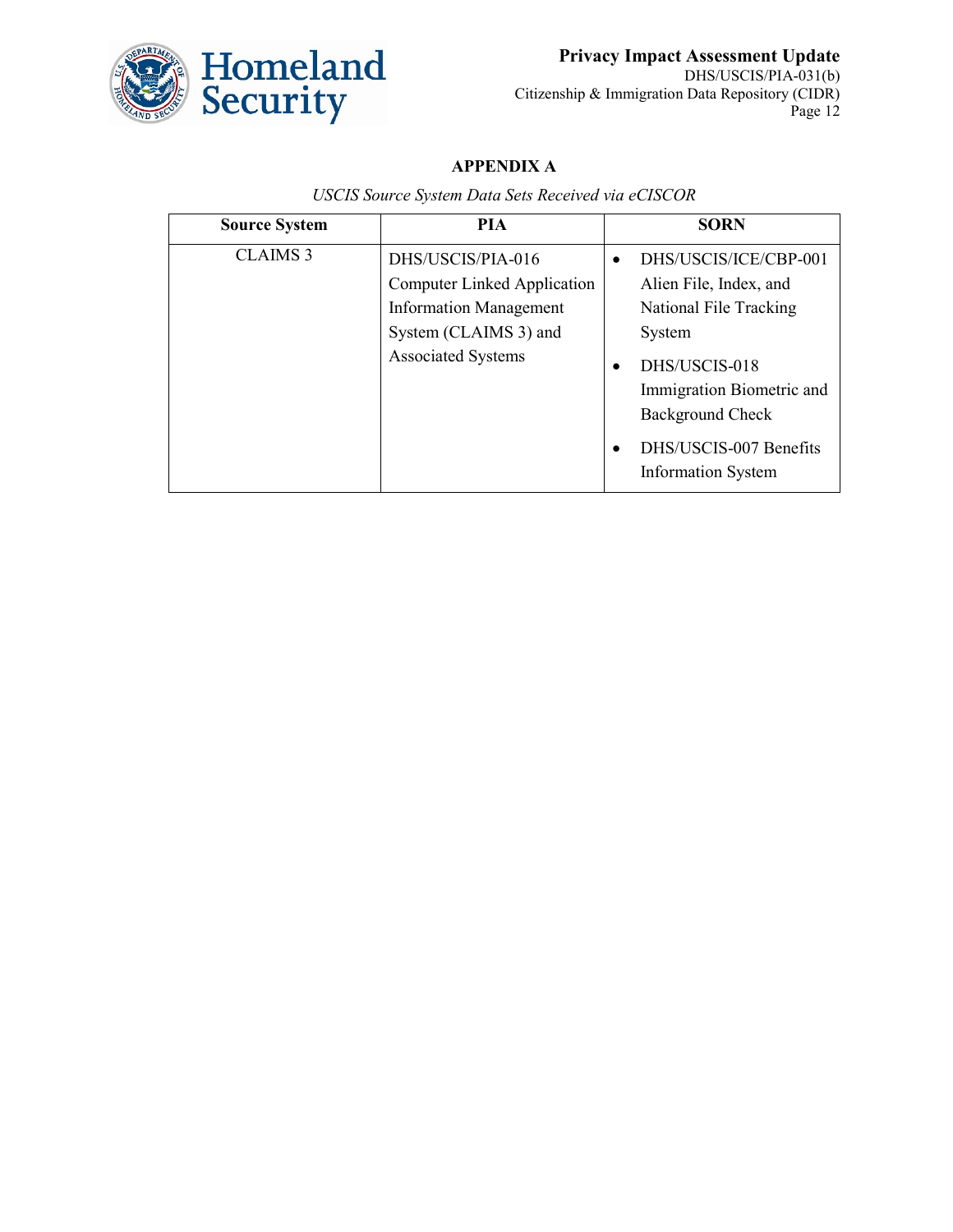## APPENDIX A

*USCIS Source System Data Sets Received via eCISCOR*

| Source System | PIA | SORN |
|---|---|---|
| CLAIMS 3 | DHS/USCIS/PIA-016 Computer Linked Application Information Management System (CLAIMS 3) and Associated Systems | • DHS/USCIS/ICE/CBP-001 Alien File, Index, and National File Tracking System<br>• DHS/USCIS-018 Immigration Biometric and Background Check<br>• DHS/USCIS-007 Benefits Information System |